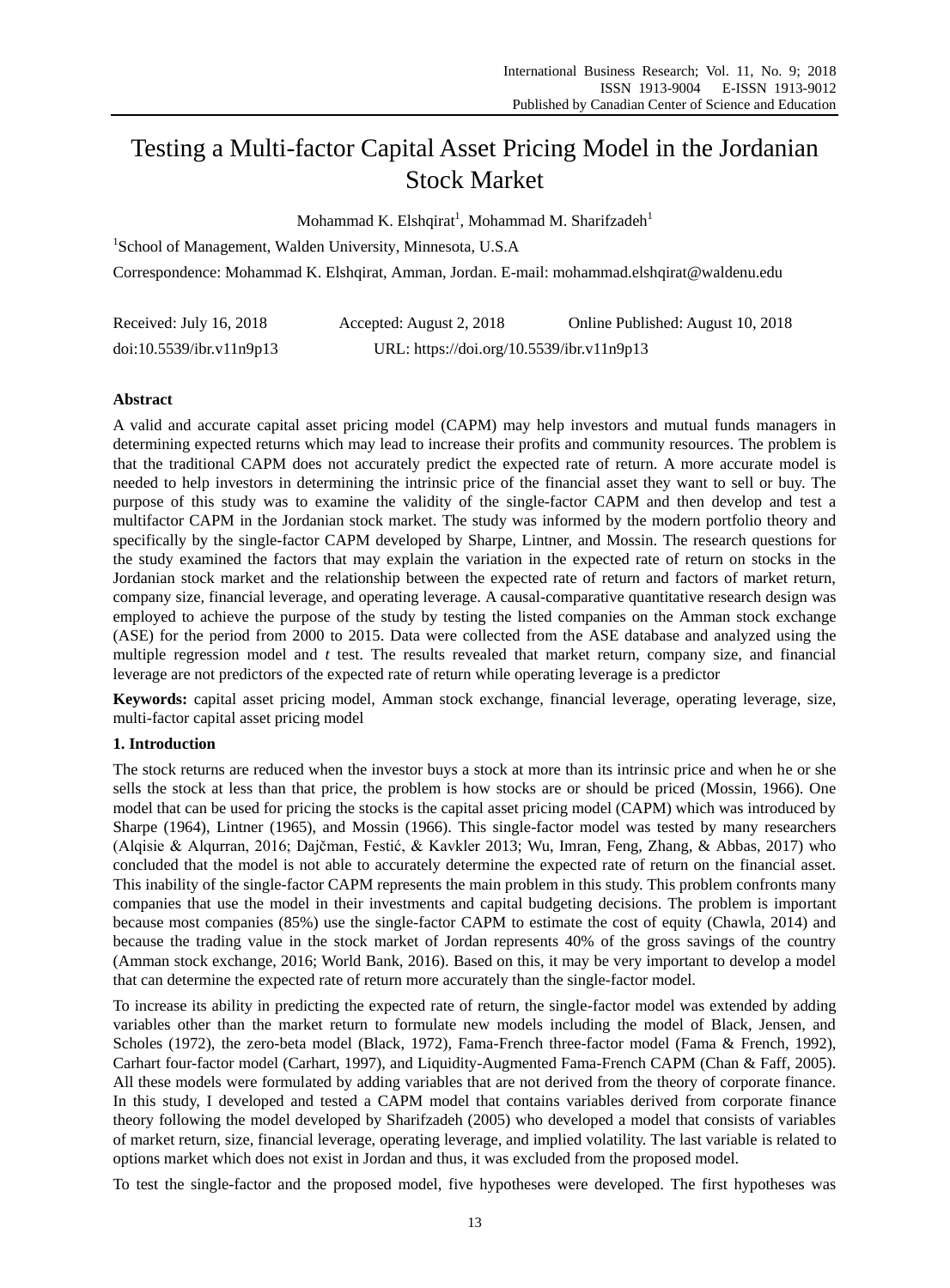# Testing a Multi-factor Capital Asset Pricing Model in the Jordanian Stock Market

Mohammad K. Elshqirat[1], Mohammad M. Sharifzadeh[1]

[1]School of Management, Walden University, Minnesota, U.S.A

Correspondence: Mohammad K. Elshqirat, Amman, Jordan. E-mail: mohammad.elshqirat@waldenu.edu

Received: July 16, 2018 Accepted: August 2, 2018 Online Published: August 10, 2018

doi:10.5539/ibr.v11n9p13 URL: https://doi.org/10.5539/ibr.v11n9p13

## Abstract

A valid and accurate capital asset pricing model (CAPM) may help investors and mutual funds managers in determining expected returns which may lead to increase their profits and community resources. The problem is that the traditional CAPM does not accurately predict the expected rate of return. A more accurate model is needed to help investors in determining the intrinsic price of the financial asset they want to sell or buy. The purpose of this study was to examine the validity of the single-factor CAPM and then develop and test a multifactor CAPM in the Jordanian stock market. The study was informed by the modern portfolio theory and specifically by the single-factor CAPM developed by Sharpe, Lintner, and Mossin. The research questions for the study examined the factors that may explain the variation in the expected rate of return on stocks in the Jordanian stock market and the relationship between the expected rate of return and factors of market return, company size, financial leverage, and operating leverage. A causal-comparative quantitative research design was employed to achieve the purpose of the study by testing the listed companies on the Amman stock exchange (ASE) for the period from 2000 to 2015. Data were collected from the ASE database and analyzed using the multiple regression model and *t* test. The results revealed that market return, company size, and financial leverage are not predictors of the expected rate of return while operating leverage is a predictor

**Keywords:** capital asset pricing model, Amman stock exchange, financial leverage, operating leverage, size, multi-factor capital asset pricing model

## 1. Introduction

The stock returns are reduced when the investor buys a stock at more than its intrinsic price and when he or she sells the stock at less than that price, the problem is how stocks are or should be priced (Mossin, 1966). One model that can be used for pricing the stocks is the capital asset pricing model (CAPM) which was introduced by Sharpe (1964), Lintner (1965), and Mossin (1966). This single-factor model was tested by many researchers (Alqisie & Alqurran, 2016; Dajčman, Festić, & Kavkler 2013; Wu, Imran, Feng, Zhang, & Abbas, 2017) who concluded that the model is not able to accurately determine the expected rate of return on the financial asset. This inability of the single-factor CAPM represents the main problem in this study. This problem confronts many companies that use the model in their investments and capital budgeting decisions. The problem is important because most companies (85%) use the single-factor CAPM to estimate the cost of equity (Chawla, 2014) and because the trading value in the stock market of Jordan represents 40% of the gross savings of the country (Amman stock exchange, 2016; World Bank, 2016). Based on this, it may be very important to develop a model that can determine the expected rate of return more accurately than the single-factor model.

To increase its ability in predicting the expected rate of return, the single-factor model was extended by adding variables other than the market return to formulate new models including the model of Black, Jensen, and Scholes (1972), the zero-beta model (Black, 1972), Fama-French three-factor model (Fama & French, 1992), Carhart four-factor model (Carhart, 1997), and Liquidity-Augmented Fama-French CAPM (Chan & Faff, 2005). All these models were formulated by adding variables that are not derived from the theory of corporate finance. In this study, I developed and tested a CAPM model that contains variables derived from corporate finance theory following the model developed by Sharifzadeh (2005) who developed a model that consists of variables of market return, size, financial leverage, operating leverage, and implied volatility. The last variable is related to options market which does not exist in Jordan and thus, it was excluded from the proposed model.

To test the single-factor and the proposed model, five hypotheses were developed. The first hypotheses was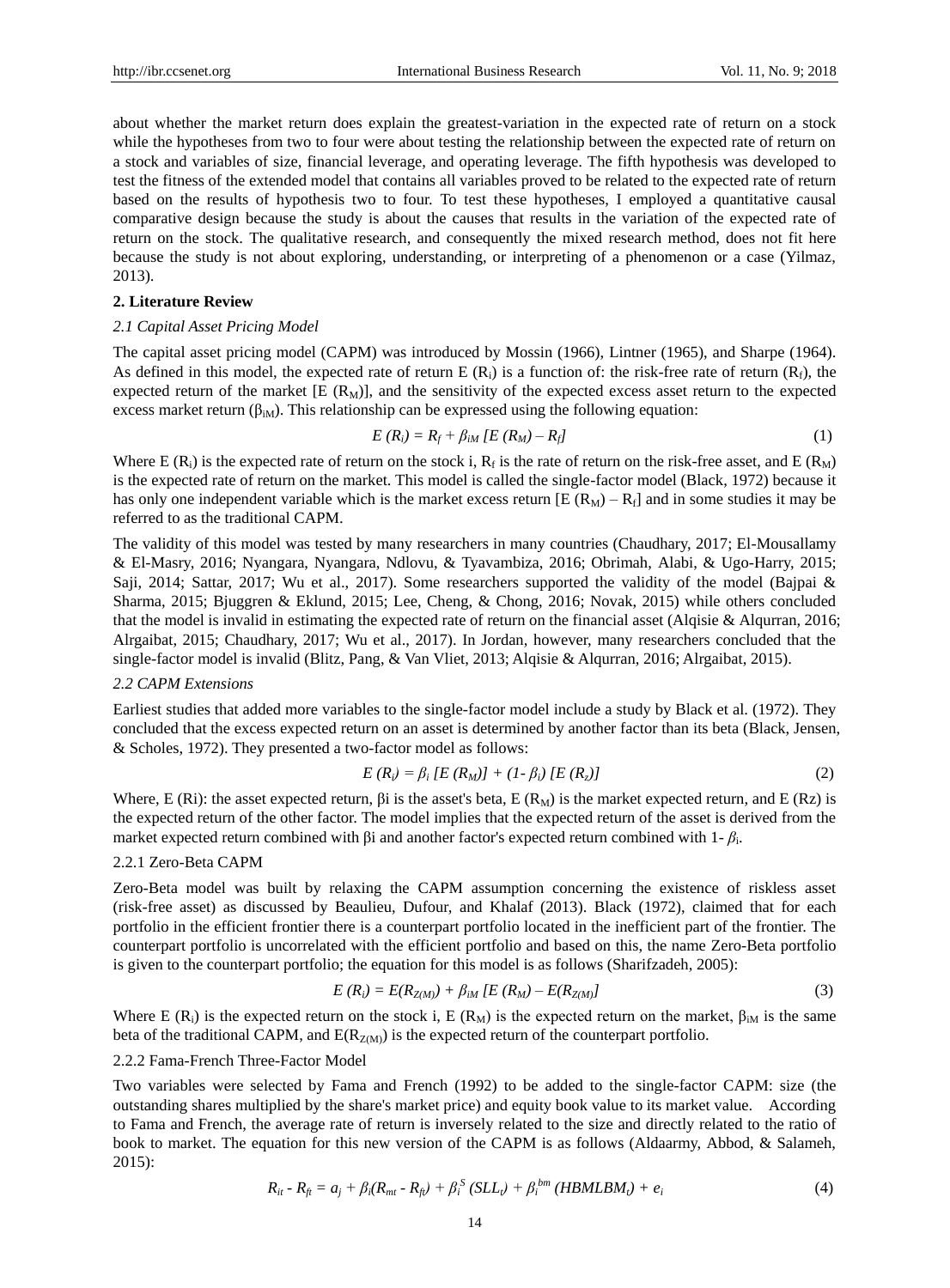about whether the market return does explain the greatest-variation in the expected rate of return on a stock while the hypotheses from two to four were about testing the relationship between the expected rate of return on a stock and variables of size, financial leverage, and operating leverage. The fifth hypothesis was developed to test the fitness of the extended model that contains all variables proved to be related to the expected rate of return based on the results of hypothesis two to four. To test these hypotheses, I employed a quantitative causal comparative design because the study is about the causes that results in the variation of the expected rate of return on the stock. The qualitative research, and consequently the mixed research method, does not fit here because the study is not about exploring, understanding, or interpreting of a phenomenon or a case (Yilmaz, 2013).

## 2. Literature Review

### *2.1 Capital Asset Pricing Model*

The capital asset pricing model (CAPM) was introduced by Mossin (1966), Lintner (1965), and Sharpe (1964). As defined in this model, the expected rate of return $E(R_i)$ is a function of: the risk-free rate of return ($R_f$), the expected return of the market [$E(R_M)$], and the sensitivity of the expected excess asset return to the expected excess market return ($\beta_{iM}$). This relationship can be expressed using the following equation:

$$E(R_i) = R_f + \beta_{iM} [E(R_M) - R_f] \tag{1}$$

Where $E(R_i)$ is the expected rate of return on the stock i, $R_f$ is the rate of return on the risk-free asset, and $E(R_M)$ is the expected rate of return on the market. This model is called the single-factor model (Black, 1972) because it has only one independent variable which is the market excess return [$E(R_M) - R_f$] and in some studies it may be referred to as the traditional CAPM.

The validity of this model was tested by many researchers in many countries (Chaudhary, 2017; El-Mousallamy & El-Masry, 2016; Nyangara, Nyangara, Ndlovu, & Tyavambiza, 2016; Obrimah, Alabi, & Ugo-Harry, 2015; Saji, 2014; Sattar, 2017; Wu et al., 2017). Some researchers supported the validity of the model (Bajpai & Sharma, 2015; Bjuggren & Eklund, 2015; Lee, Cheng, & Chong, 2016; Novak, 2015) while others concluded that the model is invalid in estimating the expected rate of return on the financial asset (Alqisie & Alqurran, 2016; Alrgaibat, 2015; Chaudhary, 2017; Wu et al., 2017). In Jordan, however, many researchers concluded that the single-factor model is invalid (Blitz, Pang, & Van Vliet, 2013; Alqisie & Alqurran, 2016; Alrgaibat, 2015).

### *2.2 CAPM Extensions*

Earliest studies that added more variables to the single-factor model include a study by Black et al. (1972). They concluded that the excess expected return on an asset is determined by another factor than its beta (Black, Jensen, & Scholes, 1972). They presented a two-factor model as follows:

$$E(R_i) = \beta_i [E(R_M)] + (1- \beta_i) [E(R_z)] \tag{2}$$

Where, E (Ri): the asset expected return, βi is the asset's beta, $E(R_M)$ is the market expected return, and E (Rz) is the expected return of the other factor. The model implies that the expected return of the asset is derived from the market expected return combined with βi and another factor's expected return combined with 1- $\beta_i$.

#### 2.2.1 Zero-Beta CAPM

Zero-Beta model was built by relaxing the CAPM assumption concerning the existence of riskless asset (risk-free asset) as discussed by Beaulieu, Dufour, and Khalaf (2013). Black (1972), claimed that for each portfolio in the efficient frontier there is a counterpart portfolio located in the inefficient part of the frontier. The counterpart portfolio is uncorrelated with the efficient portfolio and based on this, the name Zero-Beta portfolio is given to the counterpart portfolio; the equation for this model is as follows (Sharifzadeh, 2005):

$$E(R_i) = E(R_{Z(M)}) + \beta_{iM} [E(R_M) - E(R_{Z(M)})] \tag{3}$$

Where $E(R_i)$ is the expected return on the stock i, $E(R_M)$ is the expected return on the market, $\beta_{iM}$ is the same beta of the traditional CAPM, and $E(R_{Z(M)})$ is the expected return of the counterpart portfolio.

#### 2.2.2 Fama-French Three-Factor Model

Two variables were selected by Fama and French (1992) to be added to the single-factor CAPM: size (the outstanding shares multiplied by the share's market price) and equity book value to its market value. According to Fama and French, the average rate of return is inversely related to the size and directly related to the ratio of book to market. The equation for this new version of the CAPM is as follows (Aldaarmy, Abbod, & Salameh, 2015):

$$R_{it} - R_{ft} = a_j + \beta_i(R_{mt} - R_{ft}) + \beta_i^{S} (SLL_t) + \beta_i^{bm} (HBMLBM_t) + e_i \tag{4}$$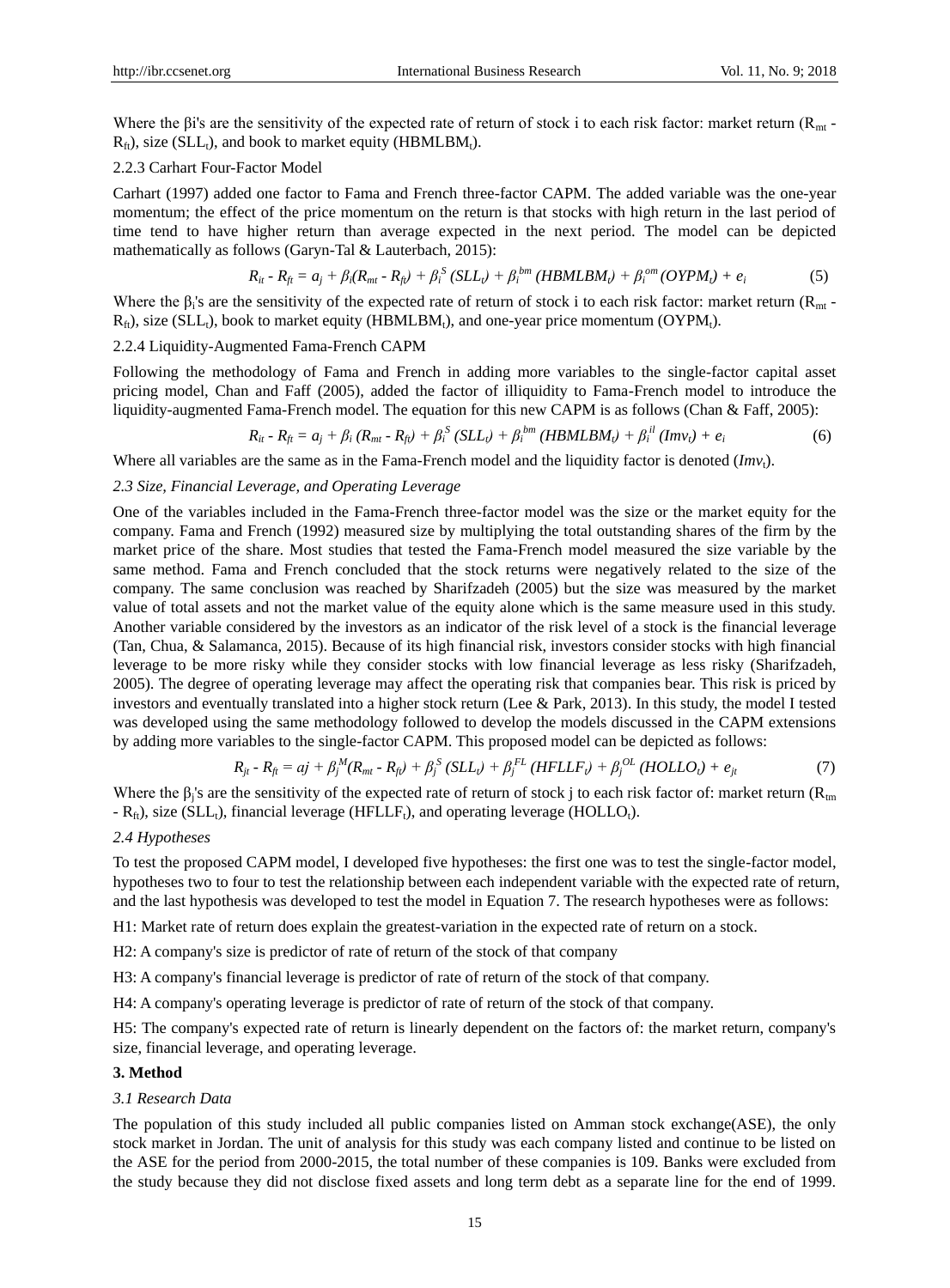Where the βi's are the sensitivity of the expected rate of return of stock i to each risk factor: market return ($R_{mt}$ - $R_{ft}$), size ($SLL_t$), and book to market equity ($HBMLBM_t$).

2.2.3 Carhart Four-Factor Model

Carhart (1997) added one factor to Fama and French three-factor CAPM. The added variable was the one-year momentum; the effect of the price momentum on the return is that stocks with high return in the last period of time tend to have higher return than average expected in the next period. The model can be depicted mathematically as follows (Garyn-Tal & Lauterbach, 2015):

$$R_{it} - R_{ft} = a_j + \beta_i(R_{mt} - R_{ft}) + \beta_i^{S} (SLL_t) + \beta_i^{bm} (HBMLBM_t) + \beta_i^{om} (OYPM_t) + e_i \quad (5)$$

Where the $\beta_i$'s are the sensitivity of the expected rate of return of stock i to each risk factor: market return ($R_{mt}$ - $R_{ft}$), size ($SLL_t$), book to market equity ($HBMLBM_t$), and one-year price momentum ($OYPM_t$).

2.2.4 Liquidity-Augmented Fama-French CAPM

Following the methodology of Fama and French in adding more variables to the single-factor capital asset pricing model, Chan and Faff (2005), added the factor of illiquidity to Fama-French model to introduce the liquidity-augmented Fama-French model. The equation for this new CAPM is as follows (Chan & Faff, 2005):

$$R_{it} - R_{ft} = a_j + \beta_i (R_{mt} - R_{ft}) + \beta_i^{S} (SLL_t) + \beta_i^{bm} (HBMLBM_t) + \beta_i^{il} (Imv_t) + e_i \quad (6)$$

Where all variables are the same as in the Fama-French model and the liquidity factor is denoted ($Imv_t$).

### *2.3 Size, Financial Leverage, and Operating Leverage*

One of the variables included in the Fama-French three-factor model was the size or the market equity for the company. Fama and French (1992) measured size by multiplying the total outstanding shares of the firm by the market price of the share. Most studies that tested the Fama-French model measured the size variable by the same method. Fama and French concluded that the stock returns were negatively related to the size of the company. The same conclusion was reached by Sharifzadeh (2005) but the size was measured by the market value of total assets and not the market value of the equity alone which is the same measure used in this study. Another variable considered by the investors as an indicator of the risk level of a stock is the financial leverage (Tan, Chua, & Salamanca, 2015). Because of its high financial risk, investors consider stocks with high financial leverage to be more risky while they consider stocks with low financial leverage as less risky (Sharifzadeh, 2005). The degree of operating leverage may affect the operating risk that companies bear. This risk is priced by investors and eventually translated into a higher stock return (Lee & Park, 2013). In this study, the model I tested was developed using the same methodology followed to develop the models discussed in the CAPM extensions by adding more variables to the single-factor CAPM. This proposed model can be depicted as follows:

$$R_{jt} - R_{ft} = aj + \beta_j^{M}(R_{mt} - R_{ft}) + \beta_j^{S} (SLL_t) + \beta_j^{FL} (HFLLF_t) + \beta_j^{OL} (HOLLO_t) + e_{jt} \quad (7)$$

Where the $\beta_j$'s are the sensitivity of the expected rate of return of stock j to each risk factor of: market return ($R_{tm}$ - $R_{ft}$), size ($SLL_t$), financial leverage ($HFLLF_t$), and operating leverage ($HOLLO_t$).

### *2.4 Hypotheses*

To test the proposed CAPM model, I developed five hypotheses: the first one was to test the single-factor model, hypotheses two to four to test the relationship between each independent variable with the expected rate of return, and the last hypothesis was developed to test the model in Equation 7. The research hypotheses were as follows:

H1: Market rate of return does explain the greatest-variation in the expected rate of return on a stock.

H2: A company's size is predictor of rate of return of the stock of that company

H3: A company's financial leverage is predictor of rate of return of the stock of that company.

H4: A company's operating leverage is predictor of rate of return of the stock of that company.

H5: The company's expected rate of return is linearly dependent on the factors of: the market return, company's size, financial leverage, and operating leverage.

## **3. Method**

### *3.1 Research Data*

The population of this study included all public companies listed on Amman stock exchange(ASE), the only stock market in Jordan. The unit of analysis for this study was each company listed and continue to be listed on the ASE for the period from 2000-2015, the total number of these companies is 109. Banks were excluded from the study because they did not disclose fixed assets and long term debt as a separate line for the end of 1999.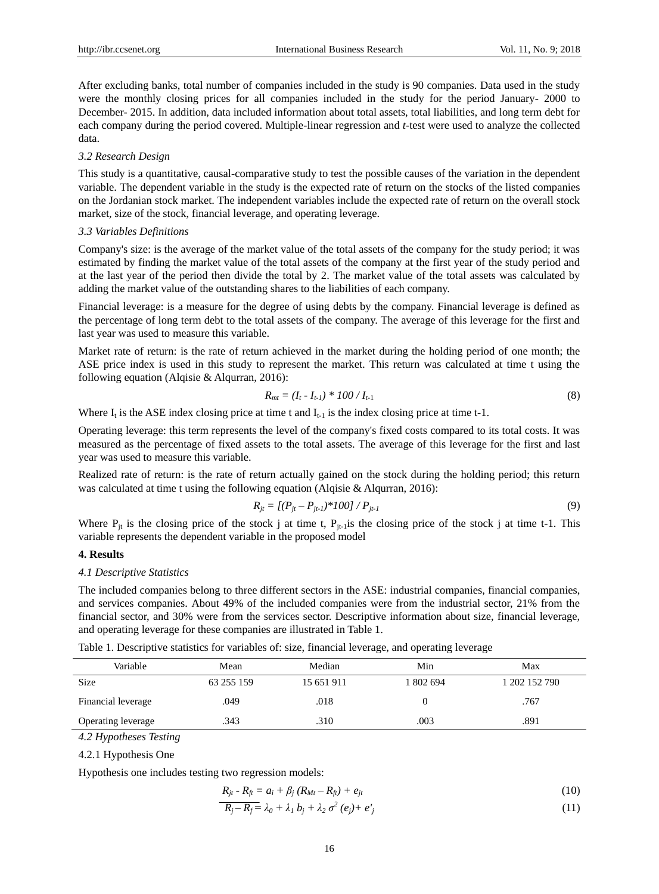After excluding banks, total number of companies included in the study is 90 companies. Data used in the study were the monthly closing prices for all companies included in the study for the period January- 2000 to December- 2015. In addition, data included information about total assets, total liabilities, and long term debt for each company during the period covered. Multiple-linear regression and *t*-test were used to analyze the collected data.

### *3.2 Research Design*

This study is a quantitative, causal-comparative study to test the possible causes of the variation in the dependent variable. The dependent variable in the study is the expected rate of return on the stocks of the listed companies on the Jordanian stock market. The independent variables include the expected rate of return on the overall stock market, size of the stock, financial leverage, and operating leverage.

### *3.3 Variables Definitions*

Company's size: is the average of the market value of the total assets of the company for the study period; it was estimated by finding the market value of the total assets of the company at the first year of the study period and at the last year of the period then divide the total by 2. The market value of the total assets was calculated by adding the market value of the outstanding shares to the liabilities of each company.

Financial leverage: is a measure for the degree of using debts by the company. Financial leverage is defined as the percentage of long term debt to the total assets of the company. The average of this leverage for the first and last year was used to measure this variable.

Market rate of return: is the rate of return achieved in the market during the holding period of one month; the ASE price index is used in this study to represent the market. This return was calculated at time t using the following equation (Alqisie & Alqurran, 2016):

$$R_{mt} = (I_t - I_{t-1}) * 100 / I_{t-1} \tag{8}$$

Where $I_t$ is the ASE index closing price at time t and $I_{t-1}$ is the index closing price at time t-1.

Operating leverage: this term represents the level of the company's fixed costs compared to its total costs. It was measured as the percentage of fixed assets to the total assets. The average of this leverage for the first and last year was used to measure this variable.

Realized rate of return: is the rate of return actually gained on the stock during the holding period; this return was calculated at time t using the following equation (Alqisie & Alqurran, 2016):

$$R_{jt} = [(P_{jt} - P_{jt-1})*100] / P_{jt-1} \tag{9}$$

Where $P_{jt}$ is the closing price of the stock j at time t, $P_{jt-1}$is the closing price of the stock j at time t-1. This variable represents the dependent variable in the proposed model

## 4. Results

### *4.1 Descriptive Statistics*

The included companies belong to three different sectors in the ASE: industrial companies, financial companies, and services companies. About 49% of the included companies were from the industrial sector, 21% from the financial sector, and 30% were from the services sector. Descriptive information about size, financial leverage, and operating leverage for these companies are illustrated in Table 1.

Table 1. Descriptive statistics for variables of: size, financial leverage, and operating leverage

| Variable | Mean | Median | Min | Max |
|---|---|---|---|---|
| Size | 63 255 159 | 15 651 911 | 1 802 694 | 1 202 152 790 |
| Financial leverage | .049 | .018 | 0 | .767 |
| Operating leverage | .343 | .310 | .003 | .891 |

### *4.2 Hypotheses Testing*

4.2.1 Hypothesis One

Hypothesis one includes testing two regression models:

$$R_{jt} - R_{ft} = a_i + \beta_j (R_{Mt} - R_{ft}) + e_{jt} \tag{10}$$

$$\overline{R_j - R_f} = \lambda_0 + \lambda_1 b_j + \lambda_2 \sigma^2 (e_j) + e'_j \tag{11}$$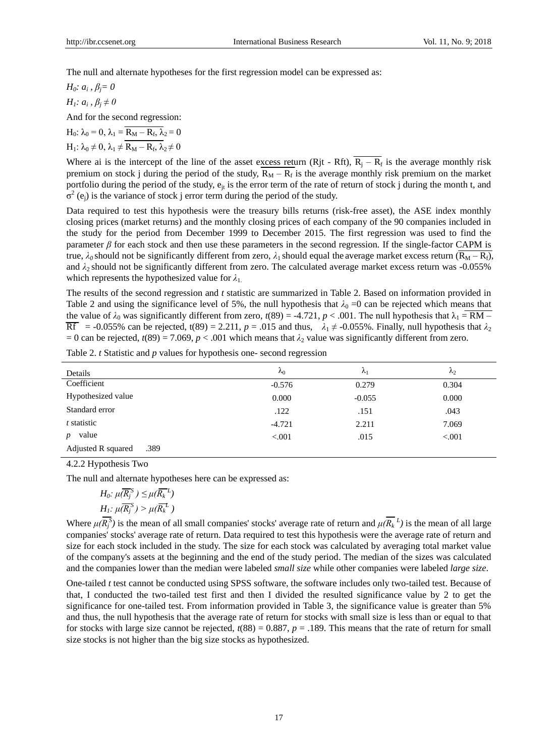The null and alternate hypotheses for the first regression model can be expressed as:

$H_0$: $a_i$ , $\beta_j = 0$

$H_1$: $a_i$ , $\beta_j \neq 0$

And for the second regression:

$H_0$: $\lambda_0 = 0$, $\lambda_1 = \overline{R_M - R_f}$, $\lambda_2 = 0$

$H_1$: $\lambda_0 \neq 0$, $\lambda_1 \neq \overline{R_M - R_f}$, $\lambda_2 \neq 0$

Where ai is the intercept of the line of the asset excess return (Rjt - Rft), $\overline{R_j - R_f}$ is the average monthly risk premium on stock j during the period of the study, $\overline{R_M - R_f}$ is the average monthly risk premium on the market portfolio during the period of the study, $e_{jt}$ is the error term of the rate of return of stock j during the month t, and $\sigma^2$ ($e_j$) is the variance of stock j error term during the period of the study.

Data required to test this hypothesis were the treasury bills returns (risk-free asset), the ASE index monthly closing prices (market returns) and the monthly closing prices of each company of the 90 companies included in the study for the period from December 1999 to December 2015. The first regression was used to find the parameter $\beta$ for each stock and then use these parameters in the second regression. If the single-factor CAPM is true, $\lambda_0$ should not be significantly different from zero, $\lambda_1$ should equal the average market excess return ($\overline{R_M - R_f}$), and $\lambda_2$ should not be significantly different from zero. The calculated average market excess return was -0.055% which represents the hypothesized value for $\lambda_1$.

The results of the second regression and *t* statistic are summarized in Table 2. Based on information provided in Table 2 and using the significance level of 5%, the null hypothesis that $\lambda_0$ =0 can be rejected which means that the value of $\lambda_0$ was significantly different from zero, $t(89) = -4.721$, $p < .001$. The null hypothesis that $\lambda_1 = \overline{RM - Rf}$ = -0.055% can be rejected, $t(89) = 2.211$, $p = .015$ and thus, $\lambda_1 \neq -0.055\%$. Finally, null hypothesis that $\lambda_2 = 0$ can be rejected, $t(89) = 7.069$, $p < .001$ which means that $\lambda_2$ value was significantly different from zero.

Table 2. *t* Statistic and *p* values for hypothesis one- second regression

| Details | $\lambda_0$ | $\lambda_1$ | $\lambda_2$ |
|---|---|---|---|
| Coefficient | -0.576 | 0.279 | 0.304 |
| Hypothesized value | 0.000 | -0.055 | 0.000 |
| Standard error | .122 | .151 | .043 |
| *t* statistic | -4.721 | 2.211 | 7.069 |
| *p* value | <.001 | .015 | <.001 |
| Adjusted R squared .389 | | | |

#### 4.2.2 Hypothesis Two

The null and alternate hypotheses here can be expressed as:

$H_0$: $\mu(\overline{R_j^S}) \leq \mu(\overline{R_k^L})$

$H_1$: $\mu(\overline{R_j^S}) > \mu(\overline{R_k^L})$

Where $\mu(\overline{R_j^S})$ is the mean of all small companies' stocks' average rate of return and $\mu(\overline{R_k^L})$ is the mean of all large companies' stocks' average rate of return. Data required to test this hypothesis were the average rate of return and size for each stock included in the study. The size for each stock was calculated by averaging total market value of the company's assets at the beginning and the end of the study period. The median of the sizes was calculated and the companies lower than the median were labeled *small size* while other companies were labeled *large size*.

One-tailed *t* test cannot be conducted using SPSS software, the software includes only two-tailed test. Because of that, I conducted the two-tailed test first and then I divided the resulted significance value by 2 to get the significance for one-tailed test. From information provided in Table 3, the significance value is greater than 5% and thus, the null hypothesis that the average rate of return for stocks with small size is less than or equal to that for stocks with large size cannot be rejected, $t(88) = 0.887$, $p = .189$. This means that the rate of return for small size stocks is not higher than the big size stocks as hypothesized.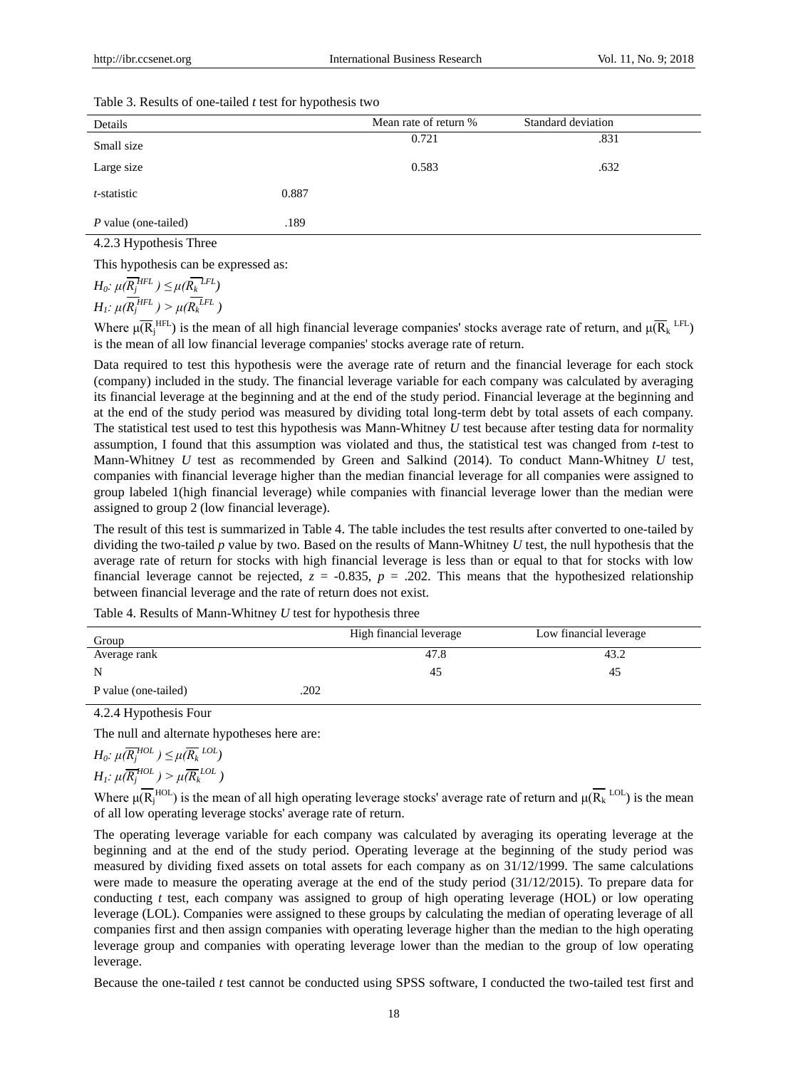Table 3. Results of one-tailed *t* test for hypothesis two

| Details | | Mean rate of return % | Standard deviation |
|---|---|---|---|
| Small size | | 0.721 | .831 |
| Large size | | 0.583 | .632 |
| *t*-statistic | 0.887 | | |
| *P* value (one-tailed) | .189 | | |

4.2.3 Hypothesis Three

This hypothesis can be expressed as:

$H_0$: $\mu(\overline{R_j}^{HFL}) \leq \mu(\overline{R_k}^{LFL})$

$H_1$: $\mu(\overline{R_j}^{HFL}) > \mu(\overline{R_k}^{LFL})$

Where $\mu(\overline{R}_j^{HFL})$ is the mean of all high financial leverage companies' stocks average rate of return, and $\mu(\overline{R}_k^{LFL})$ is the mean of all low financial leverage companies' stocks average rate of return.

Data required to test this hypothesis were the average rate of return and the financial leverage for each stock (company) included in the study. The financial leverage variable for each company was calculated by averaging its financial leverage at the beginning and at the end of the study period. Financial leverage at the beginning and at the end of the study period was measured by dividing total long-term debt by total assets of each company. The statistical test used to test this hypothesis was Mann-Whitney *U* test because after testing data for normality assumption, I found that this assumption was violated and thus, the statistical test was changed from *t*-test to Mann-Whitney *U* test as recommended by Green and Salkind (2014). To conduct Mann-Whitney *U* test, companies with financial leverage higher than the median financial leverage for all companies were assigned to group labeled 1(high financial leverage) while companies with financial leverage lower than the median were assigned to group 2 (low financial leverage).

The result of this test is summarized in Table 4. The table includes the test results after converted to one-tailed by dividing the two-tailed *p* value by two. Based on the results of Mann-Whitney *U* test, the null hypothesis that the average rate of return for stocks with high financial leverage is less than or equal to that for stocks with low financial leverage cannot be rejected, $z = -0.835$, $p = .202$. This means that the hypothesized relationship between financial leverage and the rate of return does not exist.

Table 4. Results of Mann-Whitney *U* test for hypothesis three

| Group | | High financial leverage | Low financial leverage |
|---|---|---|---|
| Average rank | | 47.8 | 43.2 |
| N | | 45 | 45 |
| P value (one-tailed) | .202 | | |

4.2.4 Hypothesis Four

The null and alternate hypotheses here are:

$H_0$: $\mu(\overline{R_j}^{HOL}) \leq \mu(\overline{R_k}^{LOL})$

$H_1$: $\mu(\overline{R_j}^{HOL}) > \mu(\overline{R_k}^{LOL})$

Where $\mu(\overline{R}_j^{HOL})$ is the mean of all high operating leverage stocks' average rate of return and $\mu(\overline{R}_k^{LOL})$ is the mean of all low operating leverage stocks' average rate of return.

The operating leverage variable for each company was calculated by averaging its operating leverage at the beginning and at the end of the study period. Operating leverage at the beginning of the study period was measured by dividing fixed assets on total assets for each company as on 31/12/1999. The same calculations were made to measure the operating average at the end of the study period (31/12/2015). To prepare data for conducting *t* test, each company was assigned to group of high operating leverage (HOL) or low operating leverage (LOL). Companies were assigned to these groups by calculating the median of operating leverage of all companies first and then assign companies with operating leverage higher than the median to the high operating leverage group and companies with operating leverage lower than the median to the group of low operating leverage.

Because the one-tailed *t* test cannot be conducted using SPSS software, I conducted the two-tailed test first and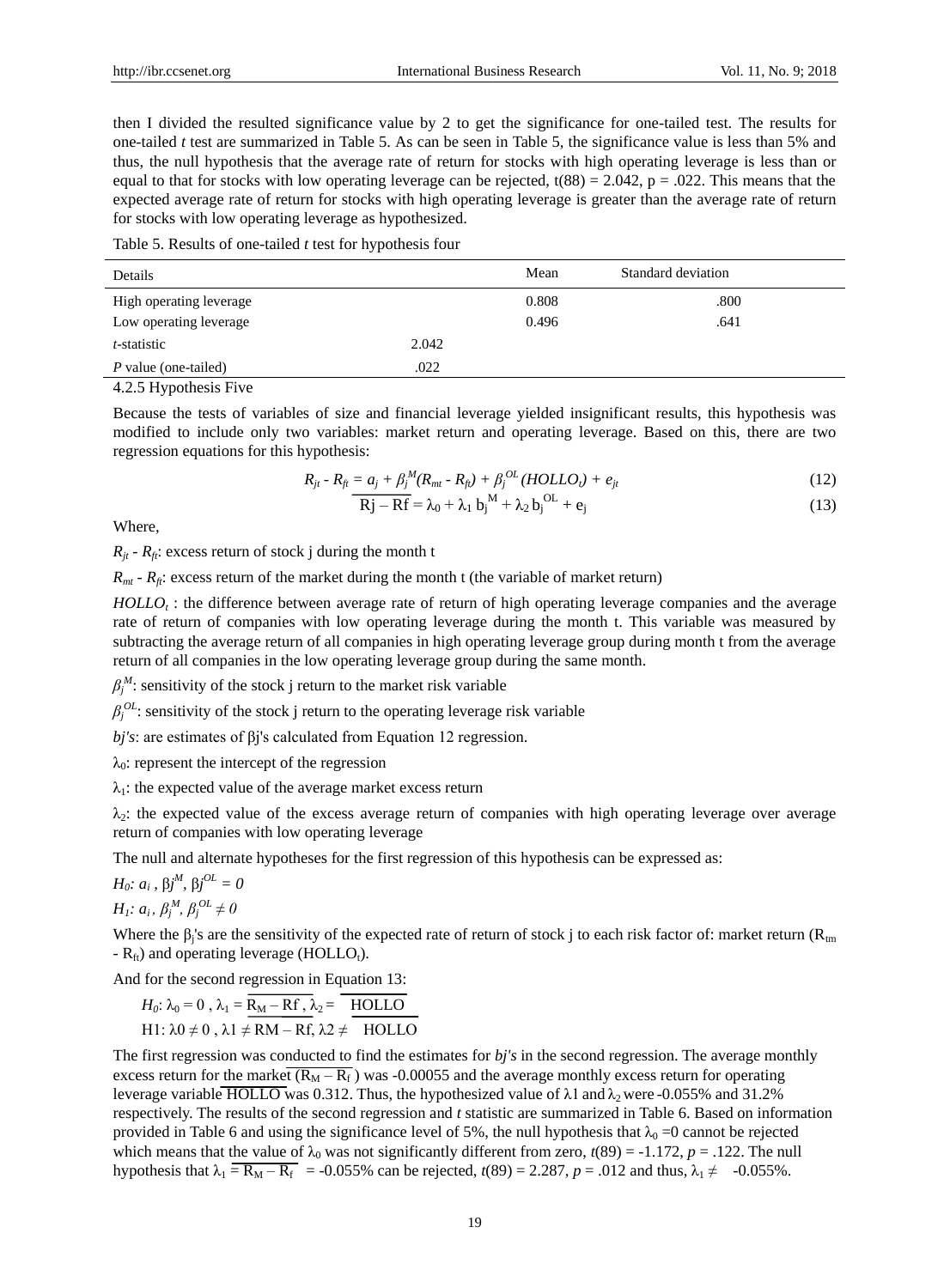then I divided the resulted significance value by 2 to get the significance for one-tailed test. The results for one-tailed *t* test are summarized in Table 5. As can be seen in Table 5, the significance value is less than 5% and thus, the null hypothesis that the average rate of return for stocks with high operating leverage is less than or equal to that for stocks with low operating leverage can be rejected, $t(88) = 2.042$, $p = .022$. This means that the expected average rate of return for stocks with high operating leverage is greater than the average rate of return for stocks with low operating leverage as hypothesized.

Table 5. Results of one-tailed *t* test for hypothesis four

| Details | | Mean | Standard deviation |
|---|---|---|---|
| High operating leverage | | 0.808 | .800 |
| Low operating leverage | | 0.496 | .641 |
| *t*-statistic | 2.042 | | |
| *P* value (one-tailed) | .022 | | |

### 4.2.5 Hypothesis Five

Because the tests of variables of size and financial leverage yielded insignificant results, this hypothesis was modified to include only two variables: market return and operating leverage. Based on this, there are two regression equations for this hypothesis:

$$R_{jt} - R_{ft} = a_j + \beta_j^{M}(R_{mt} - R_{ft}) + \beta_j^{OL}(HOLLO_t) + e_{jt} \tag{12}$$

$$\overline{Rj - Rf} = \lambda_0 + \lambda_1\, b_j^{M} + \lambda_2\, b_j^{OL} + e_j \tag{13}$$

Where,

$R_{jt} - R_{ft}$: excess return of stock j during the month t

$R_{mt} - R_{ft}$: excess return of the market during the month t (the variable of market return)

$HOLLO_t$ : the difference between average rate of return of high operating leverage companies and the average rate of return of companies with low operating leverage during the month t. This variable was measured by subtracting the average return of all companies in high operating leverage group during month t from the average return of all companies in the low operating leverage group during the same month.

$\beta_j^{M}$: sensitivity of the stock j return to the market risk variable

$\beta_j^{OL}$: sensitivity of the stock j return to the operating leverage risk variable

*bj's*: are estimates of βj's calculated from Equation 12 regression.

$\lambda_0$: represent the intercept of the regression

$\lambda_1$: the expected value of the average market excess return

$\lambda_2$: the expected value of the excess average return of companies with high operating leverage over average return of companies with low operating leverage

The null and alternate hypotheses for the first regression of this hypothesis can be expressed as:

$H_0$: $a_i$ , $\beta j^{M}$, $\beta j^{OL} = 0$

$H_1$: $a_i$ , $\beta_j^{M}$, $\beta_j^{OL} \neq 0$

Where the $\beta_j$'s are the sensitivity of the expected rate of return of stock j to each risk factor of: market return ($R_{tm} - R_{ft}$) and operating leverage ($HOLLO_t$).

And for the second regression in Equation 13:

$H_0$: $\lambda_0 = 0$ , $\lambda_1 = \overline{R_M - Rf}$ , $\lambda_2 = \overline{HOLLO}$

H1: $\lambda0 \neq 0$ , $\lambda1 \neq RM - Rf$, $\lambda2 \neq HOLLO$

The first regression was conducted to find the estimates for *bj's* in the second regression. The average monthly excess return for the market ($\overline{R_M - R_f}$) was -0.00055 and the average monthly excess return for operating leverage variable $\overline{HOLLO}$ was 0.312. Thus, the hypothesized value of λ1 and $\lambda_2$ were -0.055% and 31.2% respectively. The results of the second regression and *t* statistic are summarized in Table 6. Based on information provided in Table 6 and using the significance level of 5%, the null hypothesis that $\lambda_0 = 0$ cannot be rejected which means that the value of $\lambda_0$ was not significantly different from zero, $t(89) = -1.172$, $p = .122$. The null hypothesis that $\lambda_1 = \overline{R_M - R_f} = -0.055\%$ can be rejected, $t(89) = 2.287$, $p = .012$ and thus, $\lambda_1 \neq -0.055\%$.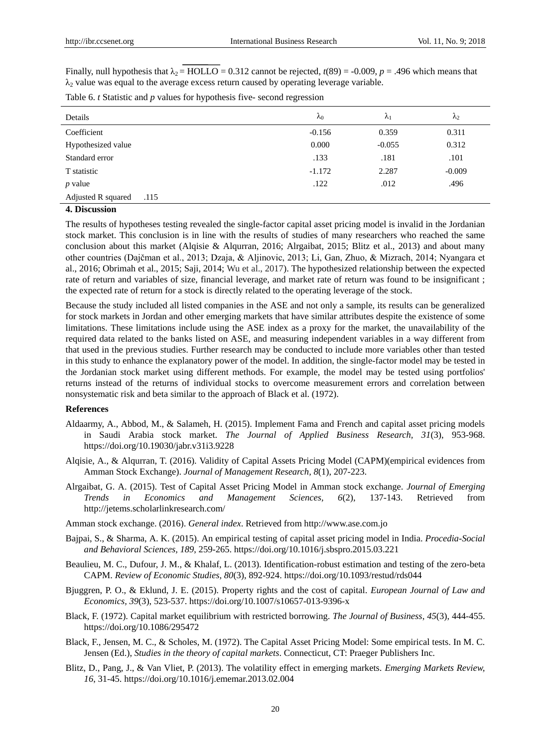Finally, null hypothesis that $\lambda_2 = \overline{HOLLO} = 0.312$ cannot be rejected, $t(89) = -0.009$, $p = .496$ which means that $\lambda_2$ value was equal to the average excess return caused by operating leverage variable.

Table 6. *t* Statistic and *p* values for hypothesis five- second regression

| Details | $\lambda_0$ | $\lambda_1$ | $\lambda_2$ |
|---|---|---|---|
| Coefficient | -0.156 | 0.359 | 0.311 |
| Hypothesized value | 0.000 | -0.055 | 0.312 |
| Standard error | .133 | .181 | .101 |
| T statistic | -1.172 | 2.287 | -0.009 |
| *p* value | .122 | .012 | .496 |
| Adjusted R squared .115 | | | |

## 4. Discussion

The results of hypotheses testing revealed the single-factor capital asset pricing model is invalid in the Jordanian stock market. This conclusion is in line with the results of studies of many researchers who reached the same conclusion about this market (Alqisie & Alqurran, 2016; Alrgaibat, 2015; Blitz et al., 2013) and about many other countries (Dajčman et al., 2013; Dzaja, & Aljinovic, 2013; Li, Gan, Zhuo, & Mizrach, 2014; Nyangara et al., 2016; Obrimah et al., 2015; Saji, 2014; Wu et al., 2017). The hypothesized relationship between the expected rate of return and variables of size, financial leverage, and market rate of return was found to be insignificant ; the expected rate of return for a stock is directly related to the operating leverage of the stock.

Because the study included all listed companies in the ASE and not only a sample, its results can be generalized for stock markets in Jordan and other emerging markets that have similar attributes despite the existence of some limitations. These limitations include using the ASE index as a proxy for the market, the unavailability of the required data related to the banks listed on ASE, and measuring independent variables in a way different from that used in the previous studies. Further research may be conducted to include more variables other than tested in this study to enhance the explanatory power of the model. In addition, the single-factor model may be tested in the Jordanian stock market using different methods. For example, the model may be tested using portfolios' returns instead of the returns of individual stocks to overcome measurement errors and correlation between nonsystematic risk and beta similar to the approach of Black et al. (1972).

## References

Aldaarmy, A., Abbod, M., & Salameh, H. (2015). Implement Fama and French and capital asset pricing models in Saudi Arabia stock market. *The Journal of Applied Business Research, 31*(3), 953-968. https://doi.org/10.19030/jabr.v31i3.9228

Alqisie, A., & Alqurran, T. (2016). Validity of Capital Assets Pricing Model (CAPM)(empirical evidences from Amman Stock Exchange). *Journal of Management Research, 8*(1), 207-223.

Alrgaibat, G. A. (2015). Test of Capital Asset Pricing Model in Amman stock exchange. *Journal of Emerging Trends in Economics and Management Sciences, 6*(2), 137-143. Retrieved from http://jetems.scholarlinkresearch.com/

Amman stock exchange. (2016). *General index*. Retrieved from http://www.ase.com.jo

Bajpai, S., & Sharma, A. K. (2015). An empirical testing of capital asset pricing model in India. *Procedia-Social and Behavioral Sciences, 189*, 259-265. https://doi.org/10.1016/j.sbspro.2015.03.221

Beaulieu, M. C., Dufour, J. M., & Khalaf, L. (2013). Identification-robust estimation and testing of the zero-beta CAPM. *Review of Economic Studies, 80*(3), 892-924. https://doi.org/10.1093/restud/rds044

Bjuggren, P. O., & Eklund, J. E. (2015). Property rights and the cost of capital. *European Journal of Law and Economics, 39*(3), 523-537. https://doi.org/10.1007/s10657-013-9396-x

Black, F. (1972). Capital market equilibrium with restricted borrowing. *The Journal of Business, 45*(3), 444-455. https://doi.org/10.1086/295472

Black, F., Jensen, M. C., & Scholes, M. (1972). The Capital Asset Pricing Model: Some empirical tests. In M. C. Jensen (Ed.), *Studies in the theory of capital markets*. Connecticut, CT: Praeger Publishers Inc.

Blitz, D., Pang, J., & Van Vliet, P. (2013). The volatility effect in emerging markets. *Emerging Markets Review, 16*, 31-45. https://doi.org/10.1016/j.ememar.2013.02.004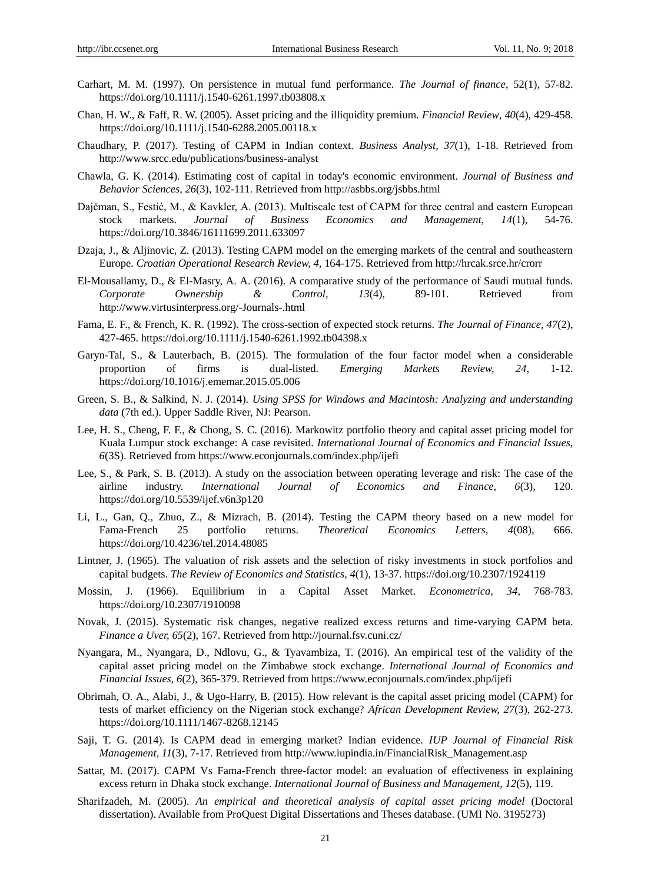Carhart, M. M. (1997). On persistence in mutual fund performance. *The Journal of finance*, 52(1), 57-82. https://doi.org/10.1111/j.1540-6261.1997.tb03808.x

Chan, H. W., & Faff, R. W. (2005). Asset pricing and the illiquidity premium. *Financial Review*, *40*(4), 429-458. https://doi.org/10.1111/j.1540-6288.2005.00118.x

Chaudhary, P. (2017). Testing of CAPM in Indian context. *Business Analyst, 37*(1), 1-18. Retrieved from http://www.srcc.edu/publications/business-analyst

Chawla, G. K. (2014). Estimating cost of capital in today's economic environment. *Journal of Business and Behavior Sciences, 26*(3), 102-111. Retrieved from http://asbbs.org/jsbbs.html

Dajčman, S., Festić, M., & Kavkler, A. (2013). Multiscale test of CAPM for three central and eastern European stock markets. *Journal of Business Economics and Management, 14*(1), 54-76. https://doi.org/10.3846/16111699.2011.633097

Dzaja, J., & Aljinovic, Z. (2013). Testing CAPM model on the emerging markets of the central and southeastern Europe. *Croatian Operational Research Review, 4*, 164-175. Retrieved from http://hrcak.srce.hr/crorr

El-Mousallamy, D., & El-Masry, A. A. (2016). A comparative study of the performance of Saudi mutual funds. *Corporate Ownership & Control, 13*(4), 89-101. Retrieved from http://www.virtusinterpress.org/-Journals-.html

Fama, E. F., & French, K. R. (1992). The cross-section of expected stock returns. *The Journal of Finance, 47*(2), 427-465. https://doi.org/10.1111/j.1540-6261.1992.tb04398.x

Garyn-Tal, S., & Lauterbach, B. (2015). The formulation of the four factor model when a considerable proportion of firms is dual-listed. *Emerging Markets Review, 24,* 1-12. https://doi.org/10.1016/j.ememar.2015.05.006

Green, S. B., & Salkind, N. J. (2014). *Using SPSS for Windows and Macintosh: Analyzing and understanding data* (7th ed.). Upper Saddle River, NJ: Pearson.

Lee, H. S., Cheng, F. F., & Chong, S. C. (2016). Markowitz portfolio theory and capital asset pricing model for Kuala Lumpur stock exchange: A case revisited. *International Journal of Economics and Financial Issues, 6*(3S). Retrieved from https://www.econjournals.com/index.php/ijefi

Lee, S., & Park, S. B. (2013). A study on the association between operating leverage and risk: The case of the airline industry. *International Journal of Economics and Finance, 6*(3), 120. https://doi.org/10.5539/ijef.v6n3p120

Li, L., Gan, Q., Zhuo, Z., & Mizrach, B. (2014). Testing the CAPM theory based on a new model for Fama-French 25 portfolio returns. *Theoretical Economics Letters, 4*(08), 666. https://doi.org/10.4236/tel.2014.48085

Lintner, J. (1965). The valuation of risk assets and the selection of risky investments in stock portfolios and capital budgets. *The Review of Economics and Statistics, 4*(1), 13-37. https://doi.org/10.2307/1924119

Mossin, J. (1966). Equilibrium in a Capital Asset Market. *Econometrica, 34*, 768-783. https://doi.org/10.2307/1910098

Novak, J. (2015). Systematic risk changes, negative realized excess returns and time-varying CAPM beta. *Finance a Uver, 65*(2), 167. Retrieved from http://journal.fsv.cuni.cz/

Nyangara, M., Nyangara, D., Ndlovu, G., & Tyavambiza, T. (2016). An empirical test of the validity of the capital asset pricing model on the Zimbabwe stock exchange. *International Journal of Economics and Financial Issues, 6*(2), 365-379. Retrieved from https://www.econjournals.com/index.php/ijefi

Obrimah, O. A., Alabi, J., & Ugo-Harry, B. (2015). How relevant is the capital asset pricing model (CAPM) for tests of market efficiency on the Nigerian stock exchange? *African Development Review, 27*(3), 262-273. https://doi.org/10.1111/1467-8268.12145

Saji, T. G. (2014). Is CAPM dead in emerging market? Indian evidence. *IUP Journal of Financial Risk Management, 11*(3), 7-17. Retrieved from http://www.iupindia.in/FinancialRisk_Management.asp

Sattar, M. (2017). CAPM Vs Fama-French three-factor model: an evaluation of effectiveness in explaining excess return in Dhaka stock exchange. *International Journal of Business and Management, 12*(5), 119.

Sharifzadeh, M. (2005). *An empirical and theoretical analysis of capital asset pricing model* (Doctoral dissertation). Available from ProQuest Digital Dissertations and Theses database. (UMI No. 3195273)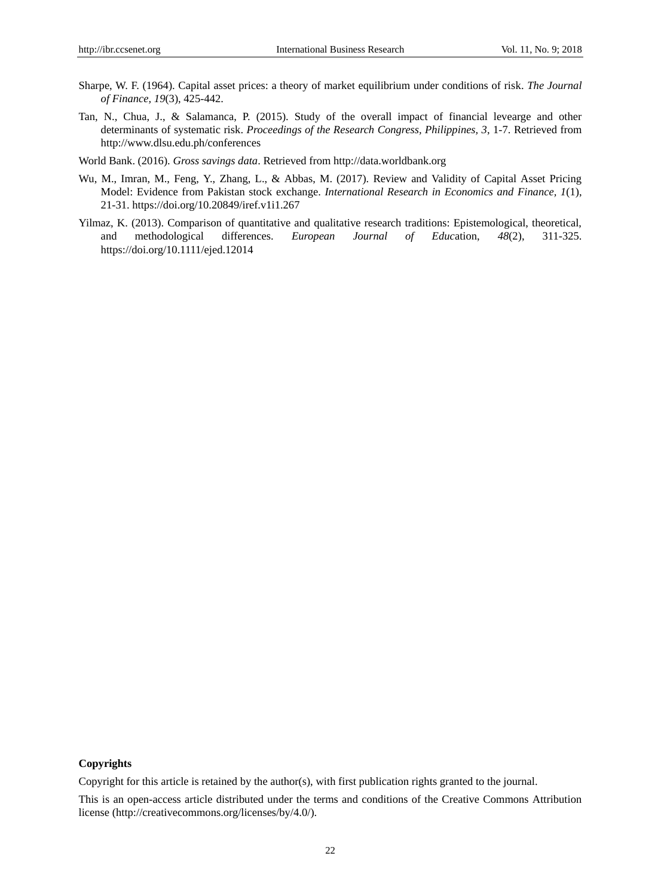Sharpe, W. F. (1964). Capital asset prices: a theory of market equilibrium under conditions of risk. *The Journal of Finance, 19*(3), 425-442.

Tan, N., Chua, J., & Salamanca, P. (2015). Study of the overall impact of financial levearge and other determinants of systematic risk. *Proceedings of the Research Congress, Philippines, 3*, 1-7. Retrieved from http://www.dlsu.edu.ph/conferences

World Bank. (2016). *Gross savings data*. Retrieved from http://data.worldbank.org

Wu, M., Imran, M., Feng, Y., Zhang, L., & Abbas, M. (2017). Review and Validity of Capital Asset Pricing Model: Evidence from Pakistan stock exchange. *International Research in Economics and Finance, 1*(1), 21-31. https://doi.org/10.20849/iref.v1i1.267

Yilmaz, K. (2013). Comparison of quantitative and qualitative research traditions: Epistemological, theoretical, and methodological differences. *European Journal of Education*, *48*(2), 311-325. https://doi.org/10.1111/ejed.12014

**Copyrights**

Copyright for this article is retained by the author(s), with first publication rights granted to the journal.

This is an open-access article distributed under the terms and conditions of the Creative Commons Attribution license (http://creativecommons.org/licenses/by/4.0/).